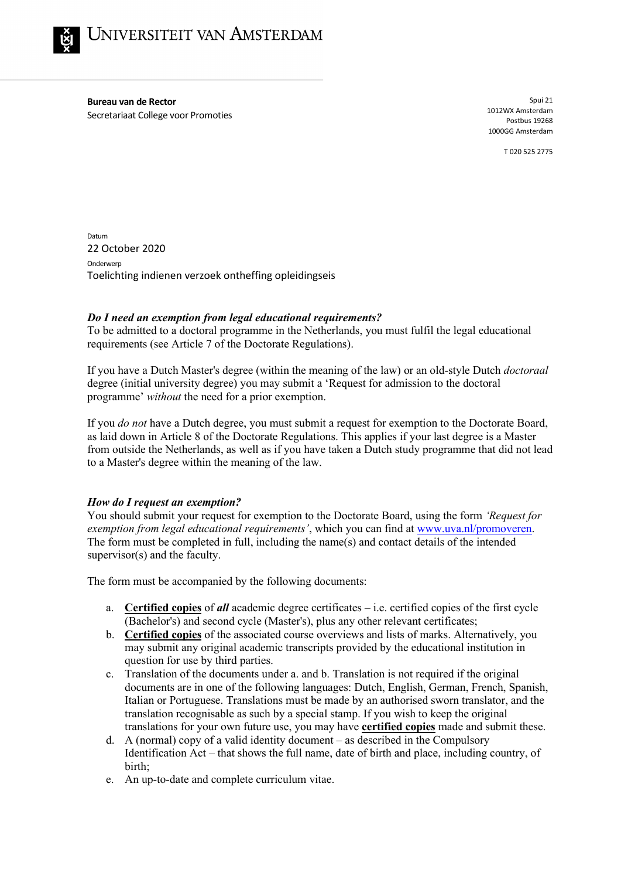# UNIVERSITEIT VAN AMSTERDAM

**Bureau van de Rector**
Secretariaat College voor Promoties

Spui 21
1012WX Amsterdam
Postbus 19268
1000GG Amsterdam

T 020 525 2775

Datum
22 October 2020

Onderwerp
Toelichting indienen verzoek ontheffing opleidingseis

### *Do I need an exemption from legal educational requirements?*

To be admitted to a doctoral programme in the Netherlands, you must fulfil the legal educational requirements (see Article 7 of the Doctorate Regulations).

If you have a Dutch Master's degree (within the meaning of the law) or an old-style Dutch *doctoraal* degree (initial university degree) you may submit a 'Request for admission to the doctoral programme' *without* the need for a prior exemption.

If you *do not* have a Dutch degree, you must submit a request for exemption to the Doctorate Board, as laid down in Article 8 of the Doctorate Regulations. This applies if your last degree is a Master from outside the Netherlands, as well as if you have taken a Dutch study programme that did not lead to a Master's degree within the meaning of the law.

### *How do I request an exemption?*

You should submit your request for exemption to the Doctorate Board, using the form *'Request for exemption from legal educational requirements'*, which you can find at www.uva.nl/promoveren. The form must be completed in full, including the name(s) and contact details of the intended supervisor(s) and the faculty.

The form must be accompanied by the following documents:

a. **Certified copies** of ***all*** academic degree certificates – i.e. certified copies of the first cycle (Bachelor's) and second cycle (Master's), plus any other relevant certificates;
b. **Certified copies** of the associated course overviews and lists of marks. Alternatively, you may submit any original academic transcripts provided by the educational institution in question for use by third parties.
c. Translation of the documents under a. and b. Translation is not required if the original documents are in one of the following languages: Dutch, English, German, French, Spanish, Italian or Portuguese. Translations must be made by an authorised sworn translator, and the translation recognisable as such by a special stamp. If you wish to keep the original translations for your own future use, you may have **certified copies** made and submit these.
d. A (normal) copy of a valid identity document – as described in the Compulsory Identification Act – that shows the full name, date of birth and place, including country, of birth;
e. An up-to-date and complete curriculum vitae.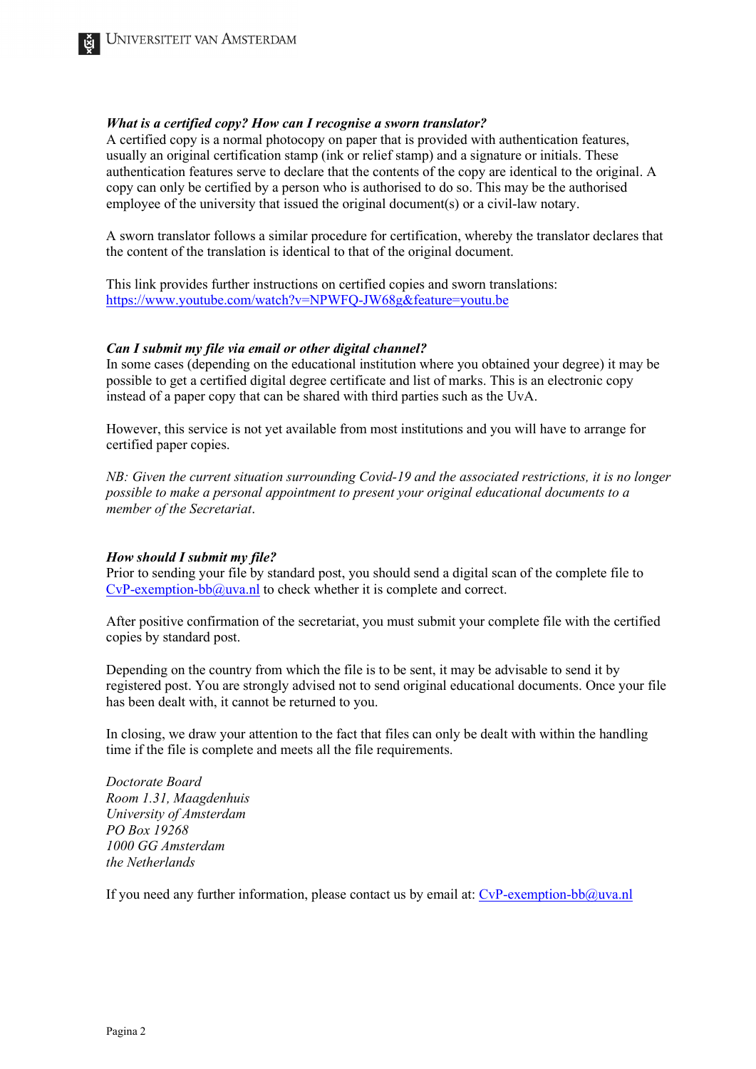***What is a certified copy? How can I recognise a sworn translator?***
A certified copy is a normal photocopy on paper that is provided with authentication features, usually an original certification stamp (ink or relief stamp) and a signature or initials. These authentication features serve to declare that the contents of the copy are identical to the original. A copy can only be certified by a person who is authorised to do so. This may be the authorised employee of the university that issued the original document(s) or a civil-law notary.

A sworn translator follows a similar procedure for certification, whereby the translator declares that the content of the translation is identical to that of the original document.

This link provides further instructions on certified copies and sworn translations: https://www.youtube.com/watch?v=NPWFQ-JW68g&feature=youtu.be

***Can I submit my file via email or other digital channel?***
In some cases (depending on the educational institution where you obtained your degree) it may be possible to get a certified digital degree certificate and list of marks. This is an electronic copy instead of a paper copy that can be shared with third parties such as the UvA.

However, this service is not yet available from most institutions and you will have to arrange for certified paper copies.

*NB: Given the current situation surrounding Covid-19 and the associated restrictions, it is no longer possible to make a personal appointment to present your original educational documents to a member of the Secretariat.*

***How should I submit my file?***
Prior to sending your file by standard post, you should send a digital scan of the complete file to CvP-exemption-bb@uva.nl to check whether it is complete and correct.

After positive confirmation of the secretariat, you must submit your complete file with the certified copies by standard post.

Depending on the country from which the file is to be sent, it may be advisable to send it by registered post. You are strongly advised not to send original educational documents. Once your file has been dealt with, it cannot be returned to you.

In closing, we draw your attention to the fact that files can only be dealt with within the handling time if the file is complete and meets all the file requirements.

*Doctorate Board*
*Room 1.31, Maagdenhuis*
*University of Amsterdam*
*PO Box 19268*
*1000 GG Amsterdam*
*the Netherlands*

If you need any further information, please contact us by email at: CvP-exemption-bb@uva.nl